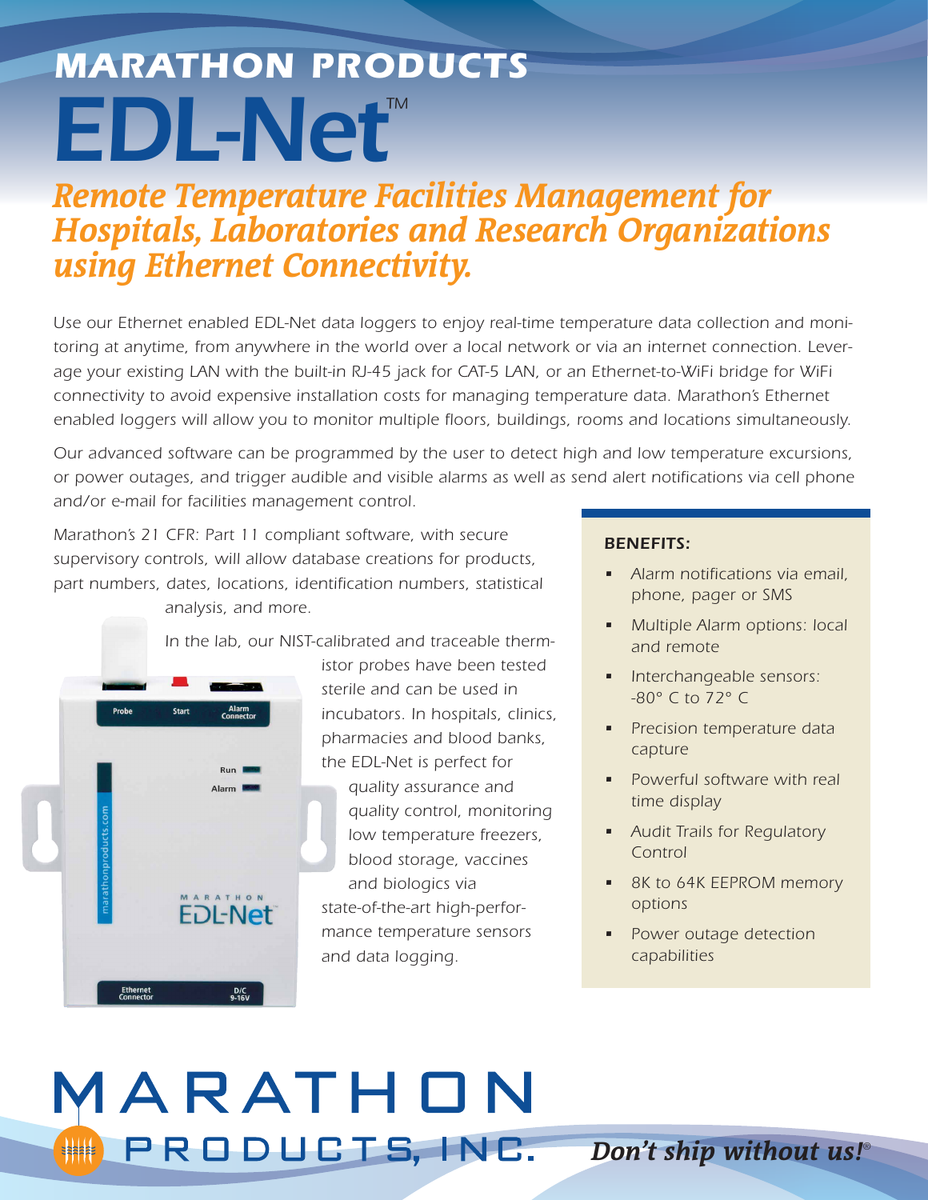# MARATHON PRODUCTS

# EDL-Net™

## *Remote Temperature Facilities Management for Hospitals, Laboratories and Research Organizations using Ethernet Connectivity.*

*Use our Ethernet enabled EDL-Net data loggers to enjoy real-time temperature data collection and monitoring at anytime, from anywhere in the world over a local network or via an internet connection. Leverage your existing LAN with the built-in RJ-45 jack for CAT-5 LAN, or an Ethernet-to-WiFi bridge for WiFi connectivity to avoid expensive installation costs for managing temperature data. Marathon's Ethernet enabled loggers will allow you to monitor multiple floors, buildings, rooms and locations simultaneously.*

*Our advanced software can be programmed by the user to detect high and low temperature excursions, or power outages, and trigger audible and visible alarms as well as send alert notifications via cell phone and/or e-mail for facilities management control.*

*Marathon's 21 CFR: Part 11 compliant software, with secure supervisory controls, will allow database creations for products, part numbers, dates, locations, identification numbers, statistical analysis, and more.*

*In the lab, our NIST-calibrated and traceable thermistor probes have been tested sterile and can be used in incubators. In hospitals, clinics, pharmacies and blood banks, the EDL-Net is perfect for quality assurance and quality control, monitoring low temperature freezers, blood storage, vaccines and biologics via state-of-the-art high-performance temperature sensors and data logging.*

### BENEFITS:

- Alarm notifications via email, phone, pager or SMS
- Multiple Alarm options: local and remote
- Interchangeable sensors: -80° C to 72° C
- Precision temperature data capture
- Powerful software with real time display
- Audit Trails for Regulatory Control
- 8K to 64K EEPROM memory options
- Power outage detection capabilities

MARATHON PRODUCTS, INC.

*Don't ship without us!*®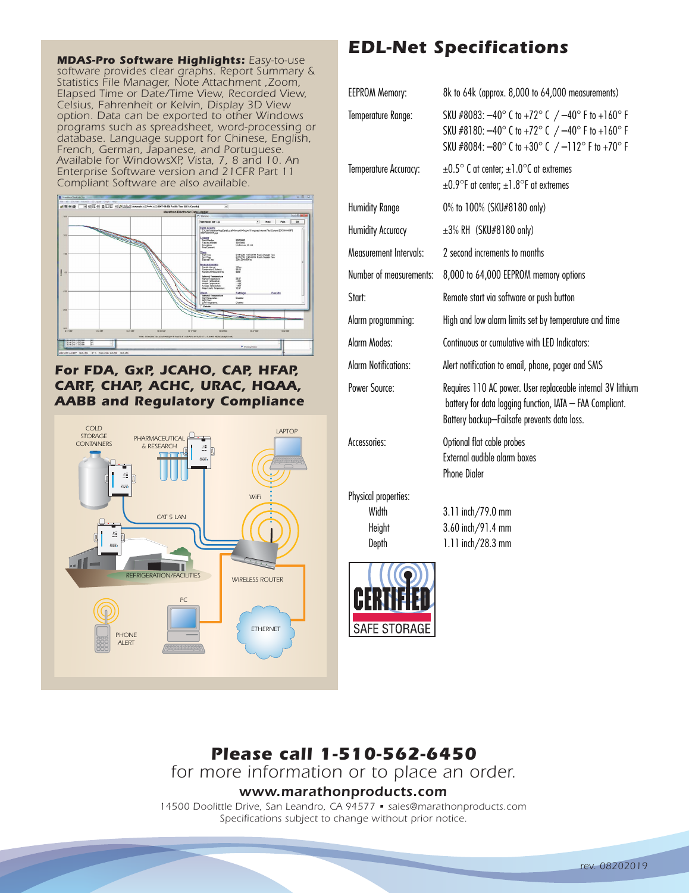**MDAS-Pro Software Highlights:** Easy-to-use software provides clear graphs. Report Summary & Statistics File Manager, Note Attachment ,Zoom, Elapsed Time or Date/Time View, Recorded View, Celsius, Fahrenheit or Kelvin, Display 3D View option. Data can be exported to other Windows programs such as spreadsheet, word-processing or database. Language support for Chinese, English, French, German, Japanese, and Portuguese. Available for WindowsXP, Vista, 7, 8 and 10. An Enterprise Software version and 21CFR Part 11 Compliant Software are also available.

## For FDA, GxP, JCAHO, CAP, HFAP, CARF, CHAP, ACHC, URAC, HQAA, AABB and Regulatory Compliance

COLD STORAGE CONTAINERS
PHARMACEUTICAL & RESEARCH
LAPTOP
WiFi
CAT 5 LAN
REFRIGERATION/FACILITIES
WIRELESS ROUTER
PC
ETHERNET
PHONE ALERT

# EDL-Net Specifications

| | |
|---|---|
| EEPROM Memory: | 8k to 64k (approx. 8,000 to 64,000 measurements) |
| Temperature Range: | SKU #8083: –40° C to +72° C / –40° F to +160° F<br>SKU #8180: –40° C to +72° C / –40° F to +160° F<br>SKU #8084: –80° C to +30° C / –112° F to +70° F |
| Temperature Accuracy: | ±0.5° C at center; ±1.0°C at extremes<br>±0.9°F at center; ±1.8°F at extremes |
| Humidity Range | 0% to 100% (SKU#8180 only) |
| Humidity Accuracy | ±3% RH (SKU#8180 only) |
| Measurement Intervals: | 2 second increments to months |
| Number of measurements: | 8,000 to 64,000 EEPROM memory options |
| Start: | Remote start via software or push button |
| Alarm programming: | High and low alarm limits set by temperature and time |
| Alarm Modes: | Continuous or cumulative with LED Indicators: |
| Alarm Notifications: | Alert notification to email, phone, pager and SMS |
| Power Source: | Requires 110 AC power. User replaceable internal 3V lithium battery for data logging function, IATA – FAA Compliant. Battery backup–Failsafe prevents data loss. |
| Accessories: | Optional flat cable probes<br>External audible alarm boxes<br>Phone Dialer |
| Physical properties: | |
| Width | 3.11 inch/79.0 mm |
| Height | 3.60 inch/91.4 mm |
| Depth | 1.11 inch/28.3 mm |

CERTIFIED SAFE STORAGE

## Please call 1-510-562-6450

for more information or to place an order.

**www.marathonproducts.com**

14500 Doolittle Drive, San Leandro, CA 94577 ▪ sales@marathonproducts.com

Specifications subject to change without prior notice.

rev. 08202019